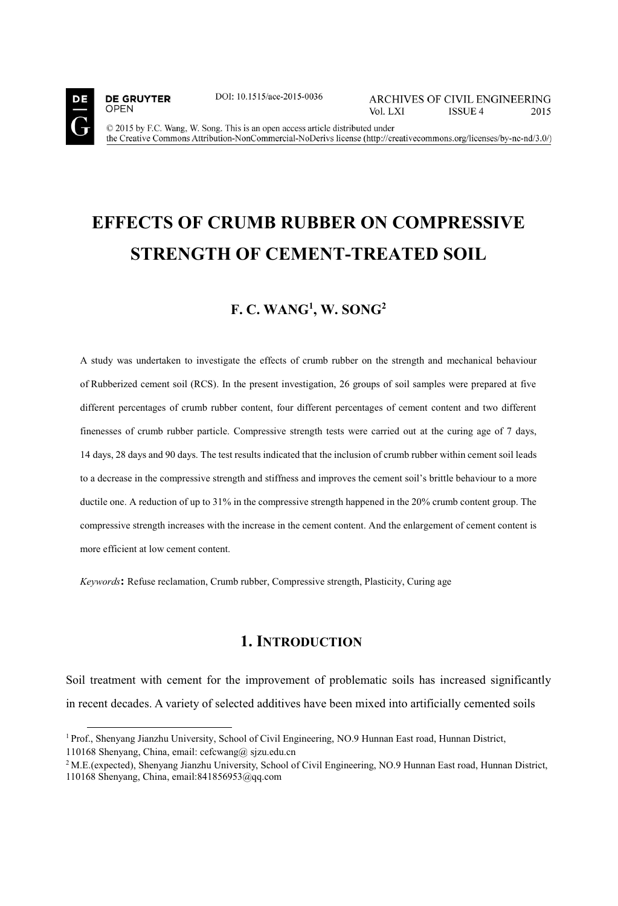DOI: 10.1515/ace-2015-0036

© 2015 by F.C. Wang, W. Song. This is an open access article distributed under the Creative Commons Attribution-NonCommercial-NoDerivs license (http://creativecommons.org/licenses/by-nc-nd/3.0/)

# EFFECTS OF CRUMB RUBBER ON COMPRESSIVE STRENGTH OF CEMENT-TREATED SOIL

**F. C. WANG[1], W. SONG[2]**

A study was undertaken to investigate the effects of crumb rubber on the strength and mechanical behaviour of Rubberized cement soil (RCS). In the present investigation, 26 groups of soil samples were prepared at five different percentages of crumb rubber content, four different percentages of cement content and two different finenesses of crumb rubber particle. Compressive strength tests were carried out at the curing age of 7 days, 14 days, 28 days and 90 days. The test results indicated that the inclusion of crumb rubber within cement soil leads to a decrease in the compressive strength and stiffness and improves the cement soil's brittle behaviour to a more ductile one. A reduction of up to 31% in the compressive strength happened in the 20% crumb content group. The compressive strength increases with the increase in the cement content. And the enlargement of cement content is more efficient at low cement content.

*Keywords*: Refuse reclamation, Crumb rubber, Compressive strength, Plasticity, Curing age

## 1. Introduction

Soil treatment with cement for the improvement of problematic soils has increased significantly in recent decades. A variety of selected additives have been mixed into artificially cemented soils

[1] Prof., Shenyang Jianzhu University, School of Civil Engineering, NO.9 Hunnan East road, Hunnan District, 110168 Shenyang, China, email: cefcwang@ sjzu.edu.cn

[2] M.E.(expected), Shenyang Jianzhu University, School of Civil Engineering, NO.9 Hunnan East road, Hunnan District, 110168 Shenyang, China, email:841856953@qq.com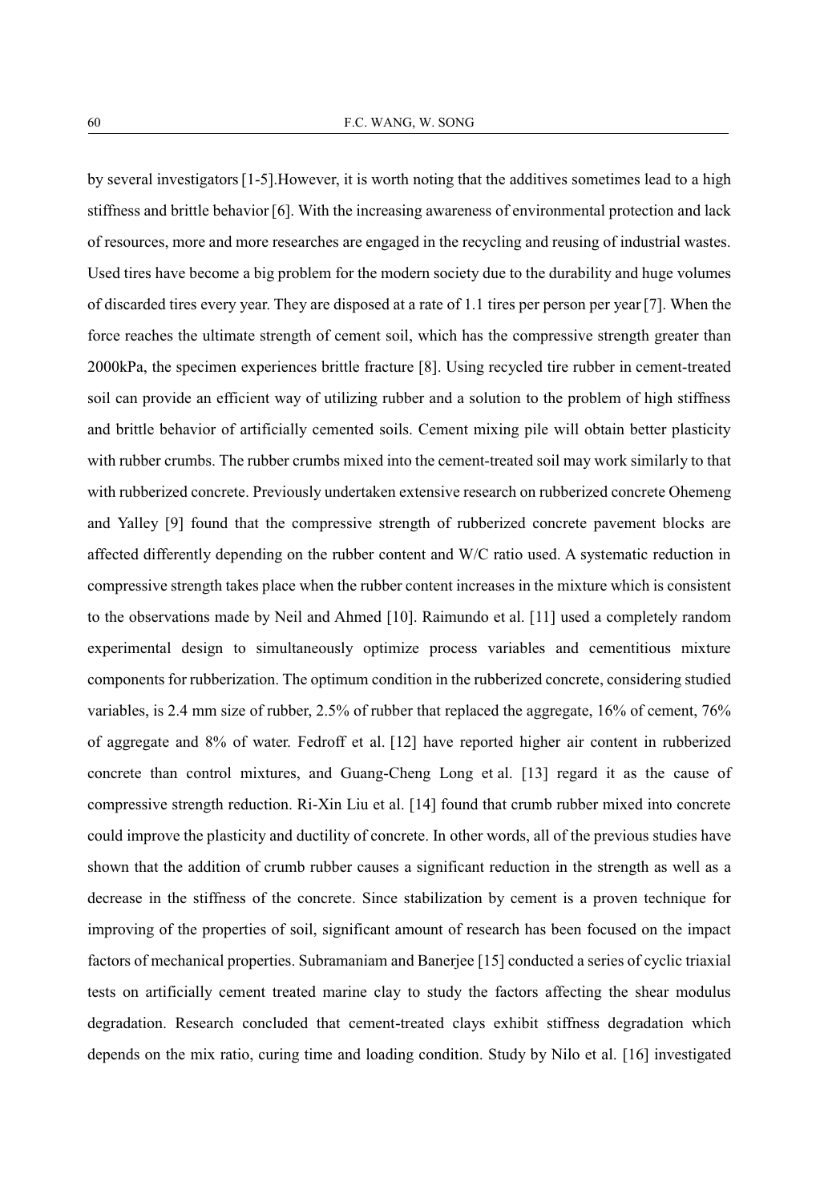by several investigators [1-5].However, it is worth noting that the additives sometimes lead to a high stiffness and brittle behavior [6]. With the increasing awareness of environmental protection and lack of resources, more and more researches are engaged in the recycling and reusing of industrial wastes. Used tires have become a big problem for the modern society due to the durability and huge volumes of discarded tires every year. They are disposed at a rate of 1.1 tires per person per year [7]. When the force reaches the ultimate strength of cement soil, which has the compressive strength greater than 2000kPa, the specimen experiences brittle fracture [8]. Using recycled tire rubber in cement-treated soil can provide an efficient way of utilizing rubber and a solution to the problem of high stiffness and brittle behavior of artificially cemented soils. Cement mixing pile will obtain better plasticity with rubber crumbs. The rubber crumbs mixed into the cement-treated soil may work similarly to that with rubberized concrete. Previously undertaken extensive research on rubberized concrete Ohemeng and Yalley [9] found that the compressive strength of rubberized concrete pavement blocks are affected differently depending on the rubber content and W/C ratio used. A systematic reduction in compressive strength takes place when the rubber content increases in the mixture which is consistent to the observations made by Neil and Ahmed [10]. Raimundo et al. [11] used a completely random experimental design to simultaneously optimize process variables and cementitious mixture components for rubberization. The optimum condition in the rubberized concrete, considering studied variables, is 2.4 mm size of rubber, 2.5% of rubber that replaced the aggregate, 16% of cement, 76% of aggregate and 8% of water. Fedroff et al. [12] have reported higher air content in rubberized concrete than control mixtures, and Guang-Cheng Long et al. [13] regard it as the cause of compressive strength reduction. Ri-Xin Liu et al. [14] found that crumb rubber mixed into concrete could improve the plasticity and ductility of concrete. In other words, all of the previous studies have shown that the addition of crumb rubber causes a significant reduction in the strength as well as a decrease in the stiffness of the concrete. Since stabilization by cement is a proven technique for improving of the properties of soil, significant amount of research has been focused on the impact factors of mechanical properties. Subramaniam and Banerjee [15] conducted a series of cyclic triaxial tests on artificially cement treated marine clay to study the factors affecting the shear modulus degradation. Research concluded that cement-treated clays exhibit stiffness degradation which depends on the mix ratio, curing time and loading condition. Study by Nilo et al. [16] investigated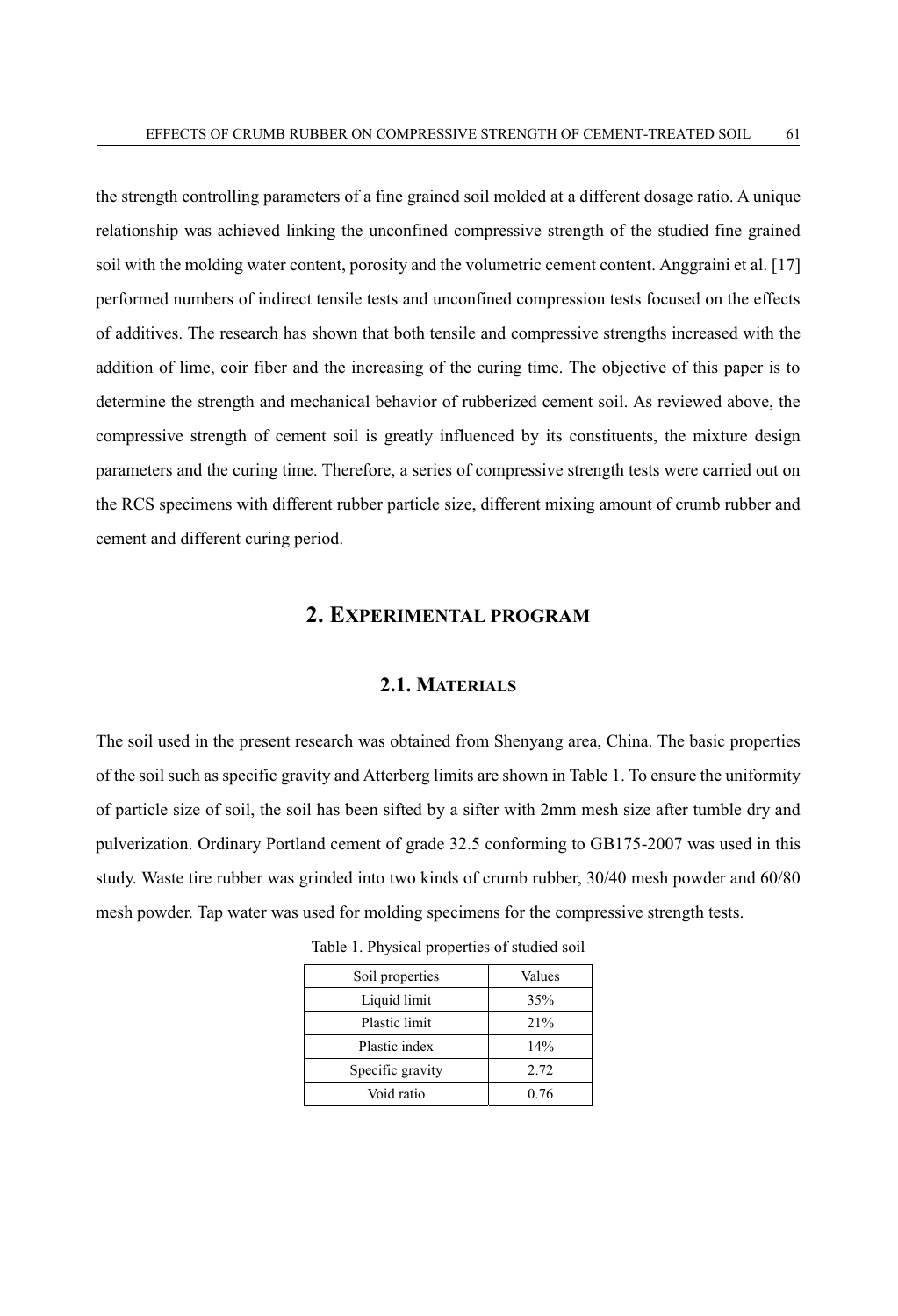the strength controlling parameters of a fine grained soil molded at a different dosage ratio. A unique relationship was achieved linking the unconfined compressive strength of the studied fine grained soil with the molding water content, porosity and the volumetric cement content. Anggraini et al. [17] performed numbers of indirect tensile tests and unconfined compression tests focused on the effects of additives. The research has shown that both tensile and compressive strengths increased with the addition of lime, coir fiber and the increasing of the curing time. The objective of this paper is to determine the strength and mechanical behavior of rubberized cement soil. As reviewed above, the compressive strength of cement soil is greatly influenced by its constituents, the mixture design parameters and the curing time. Therefore, a series of compressive strength tests were carried out on the RCS specimens with different rubber particle size, different mixing amount of crumb rubber and cement and different curing period.

## 2. EXPERIMENTAL PROGRAM

### 2.1. MATERIALS

The soil used in the present research was obtained from Shenyang area, China. The basic properties of the soil such as specific gravity and Atterberg limits are shown in Table 1. To ensure the uniformity of particle size of soil, the soil has been sifted by a sifter with 2mm mesh size after tumble dry and pulverization. Ordinary Portland cement of grade 32.5 conforming to GB175-2007 was used in this study. Waste tire rubber was grinded into two kinds of crumb rubber, 30/40 mesh powder and 60/80 mesh powder. Tap water was used for molding specimens for the compressive strength tests.

Table 1. Physical properties of studied soil

| Soil properties | Values |
|---|---|
| Liquid limit | 35% |
| Plastic limit | 21% |
| Plastic index | 14% |
| Specific gravity | 2.72 |
| Void ratio | 0.76 |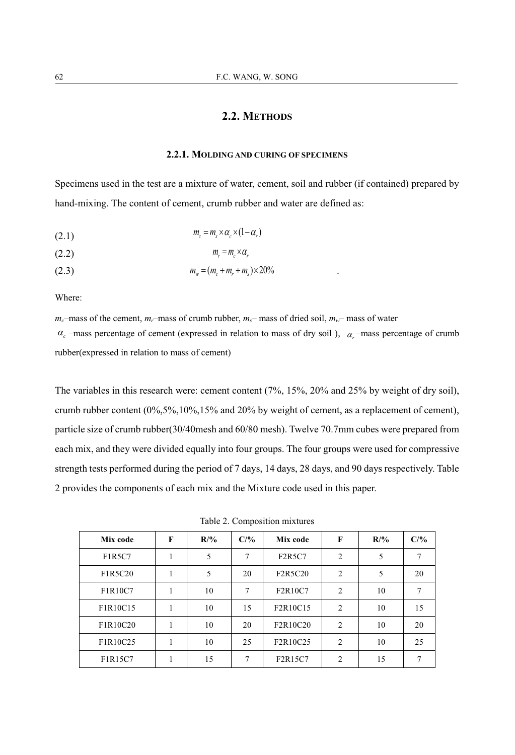## 2.2. Methods

### 2.2.1. Molding and curing of specimens

Specimens used in the test are a mixture of water, cement, soil and rubber (if contained) prepared by hand-mixing. The content of cement, crumb rubber and water are defined as:

(2.1) $$m_c = m_s \times \alpha_c \times (1 - \alpha_r)$$

(2.2) $$m_r = m_c \times \alpha_r$$

(2.3) $$m_w = (m_c + m_r + m_s) \times 20\%$$

Where:

$m_c$–mass of the cement, $m_r$–mass of crumb rubber, $m_s$– mass of dried soil, $m_w$– mass of water

$\alpha_c$ –mass percentage of cement (expressed in relation to mass of dry soil ), $\alpha_r$ –mass percentage of crumb rubber(expressed in relation to mass of cement)

The variables in this research were: cement content (7%, 15%, 20% and 25% by weight of dry soil), crumb rubber content (0%,5%,10%,15% and 20% by weight of cement, as a replacement of cement), particle size of crumb rubber(30/40mesh and 60/80 mesh). Twelve 70.7mm cubes were prepared from each mix, and they were divided equally into four groups. The four groups were used for compressive strength tests performed during the period of 7 days, 14 days, 28 days, and 90 days respectively. Table 2 provides the components of each mix and the Mixture code used in this paper.

Table 2. Composition mixtures

| Mix code | F | R/% | C/% | Mix code | F | R/% | C/% |
|---|---|---|---|---|---|---|---|
| F1R5C7 | 1 | 5 | 7 | F2R5C7 | 2 | 5 | 7 |
| F1R5C20 | 1 | 5 | 20 | F2R5C20 | 2 | 5 | 20 |
| F1R10C7 | 1 | 10 | 7 | F2R10C7 | 2 | 10 | 7 |
| F1R10C15 | 1 | 10 | 15 | F2R10C15 | 2 | 10 | 15 |
| F1R10C20 | 1 | 10 | 20 | F2R10C20 | 2 | 10 | 20 |
| F1R10C25 | 1 | 10 | 25 | F2R10C25 | 2 | 10 | 25 |
| F1R15C7 | 1 | 15 | 7 | F2R15C7 | 2 | 15 | 7 |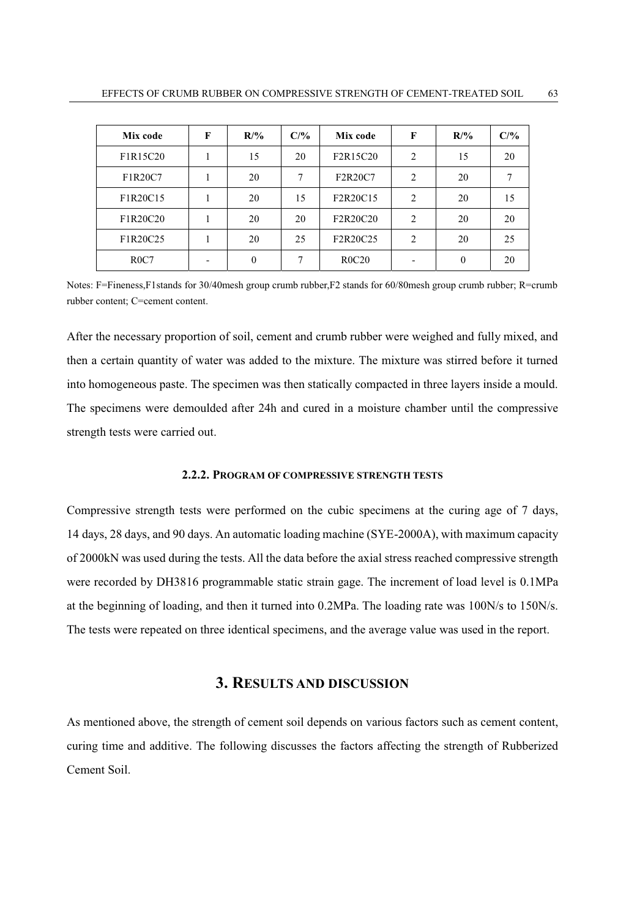| Mix code | F | R/% | C/% | Mix code | F | R/% | C/% |
|---|---|---|---|---|---|---|---|
| F1R15C20 | 1 | 15 | 20 | F2R15C20 | 2 | 15 | 20 |
| F1R20C7 | 1 | 20 | 7 | F2R20C7 | 2 | 20 | 7 |
| F1R20C15 | 1 | 20 | 15 | F2R20C15 | 2 | 20 | 15 |
| F1R20C20 | 1 | 20 | 20 | F2R20C20 | 2 | 20 | 20 |
| F1R20C25 | 1 | 20 | 25 | F2R20C25 | 2 | 20 | 25 |
| R0C7 | - | 0 | 7 | R0C20 | - | 0 | 20 |

Notes: F=Fineness,F1stands for 30/40mesh group crumb rubber,F2 stands for 60/80mesh group crumb rubber; R=crumb rubber content; C=cement content.

After the necessary proportion of soil, cement and crumb rubber were weighed and fully mixed, and then a certain quantity of water was added to the mixture. The mixture was stirred before it turned into homogeneous paste. The specimen was then statically compacted in three layers inside a mould. The specimens were demoulded after 24h and cured in a moisture chamber until the compressive strength tests were carried out.

#### 2.2.2. PROGRAM OF COMPRESSIVE STRENGTH TESTS

Compressive strength tests were performed on the cubic specimens at the curing age of 7 days, 14 days, 28 days, and 90 days. An automatic loading machine (SYE-2000A), with maximum capacity of 2000kN was used during the tests. All the data before the axial stress reached compressive strength were recorded by DH3816 programmable static strain gage. The increment of load level is 0.1MPa at the beginning of loading, and then it turned into 0.2MPa. The loading rate was 100N/s to 150N/s. The tests were repeated on three identical specimens, and the average value was used in the report.

## 3. RESULTS AND DISCUSSION

As mentioned above, the strength of cement soil depends on various factors such as cement content, curing time and additive. The following discusses the factors affecting the strength of Rubberized Cement Soil.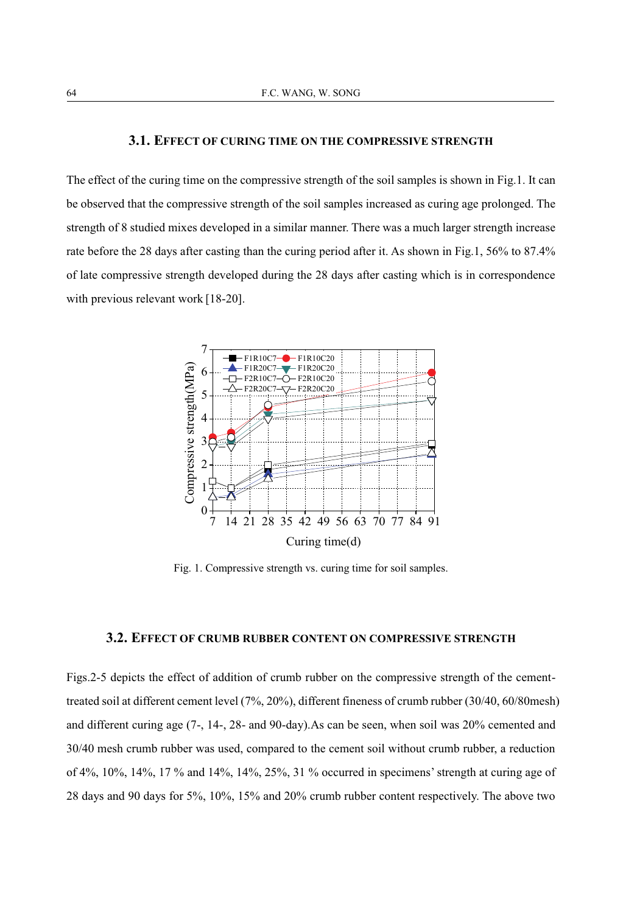### 3.1. Effect of curing time on the compressive strength

The effect of the curing time on the compressive strength of the soil samples is shown in Fig.1. It can be observed that the compressive strength of the soil samples increased as curing age prolonged. The strength of 8 studied mixes developed in a similar manner. There was a much larger strength increase rate before the 28 days after casting than the curing period after it. As shown in Fig.1, 56% to 87.4% of late compressive strength developed during the 28 days after casting which is in correspondence with previous relevant work [18-20].

Fig. 1. Compressive strength vs. curing time for soil samples.

### 3.2. Effect of crumb rubber content on compressive strength

Figs.2-5 depicts the effect of addition of crumb rubber on the compressive strength of the cement-treated soil at different cement level (7%, 20%), different fineness of crumb rubber (30/40, 60/80mesh) and different curing age (7-, 14-, 28- and 90-day).As can be seen, when soil was 20% cemented and 30/40 mesh crumb rubber was used, compared to the cement soil without crumb rubber, a reduction of 4%, 10%, 14%, 17 % and 14%, 14%, 25%, 31 % occurred in specimens' strength at curing age of 28 days and 90 days for 5%, 10%, 15% and 20% crumb rubber content respectively. The above two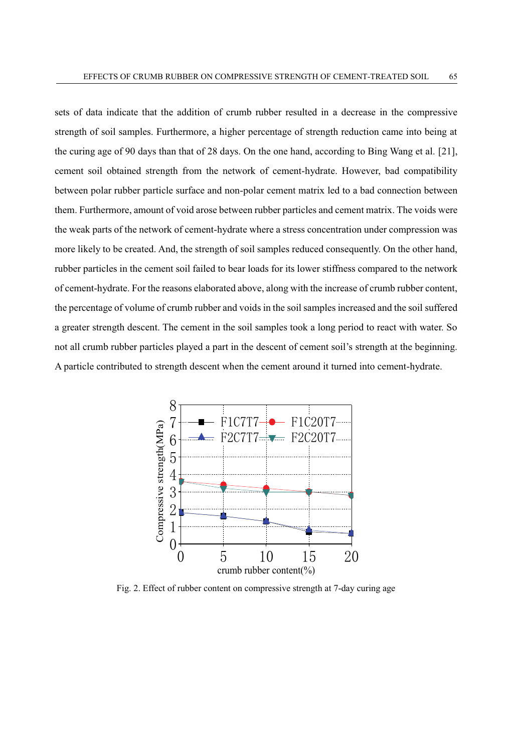sets of data indicate that the addition of crumb rubber resulted in a decrease in the compressive strength of soil samples. Furthermore, a higher percentage of strength reduction came into being at the curing age of 90 days than that of 28 days. On the one hand, according to Bing Wang et al. [21], cement soil obtained strength from the network of cement-hydrate. However, bad compatibility between polar rubber particle surface and non-polar cement matrix led to a bad connection between them. Furthermore, amount of void arose between rubber particles and cement matrix. The voids were the weak parts of the network of cement-hydrate where a stress concentration under compression was more likely to be created. And, the strength of soil samples reduced consequently. On the other hand, rubber particles in the cement soil failed to bear loads for its lower stiffness compared to the network of cement-hydrate. For the reasons elaborated above, along with the increase of crumb rubber content, the percentage of volume of crumb rubber and voids in the soil samples increased and the soil suffered a greater strength descent. The cement in the soil samples took a long period to react with water. So not all crumb rubber particles played a part in the descent of cement soil's strength at the beginning. A particle contributed to strength descent when the cement around it turned into cement-hydrate.

Fig. 2. Effect of rubber content on compressive strength at 7-day curing age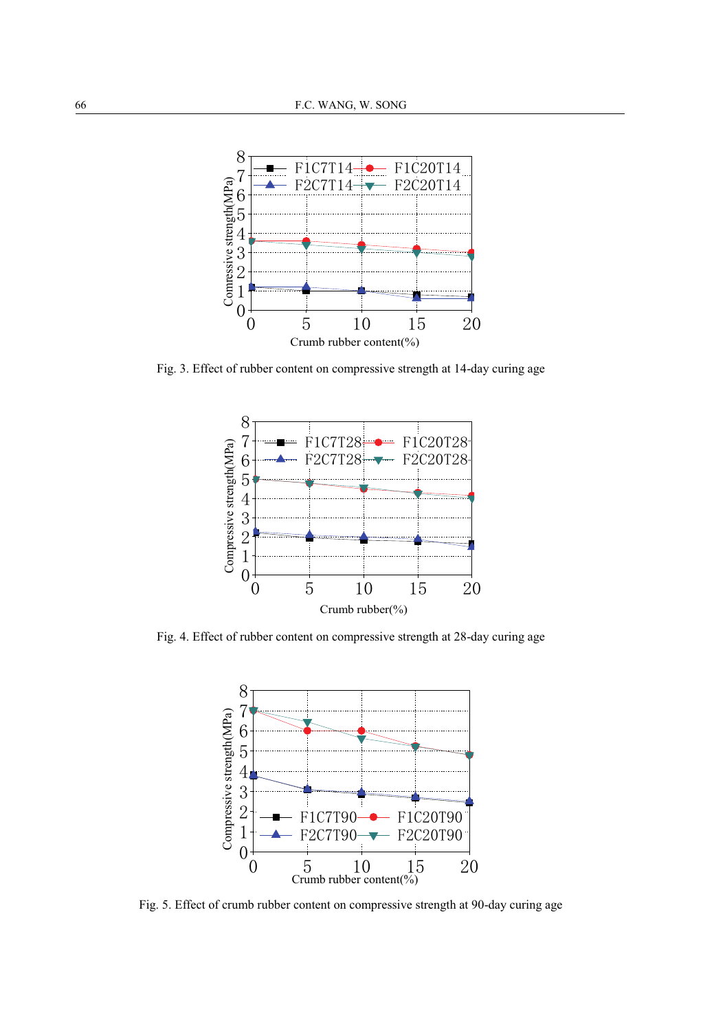Fig. 3. Effect of rubber content on compressive strength at 14-day curing age

Fig. 4. Effect of rubber content on compressive strength at 28-day curing age

Fig. 5. Effect of crumb rubber content on compressive strength at 90-day curing age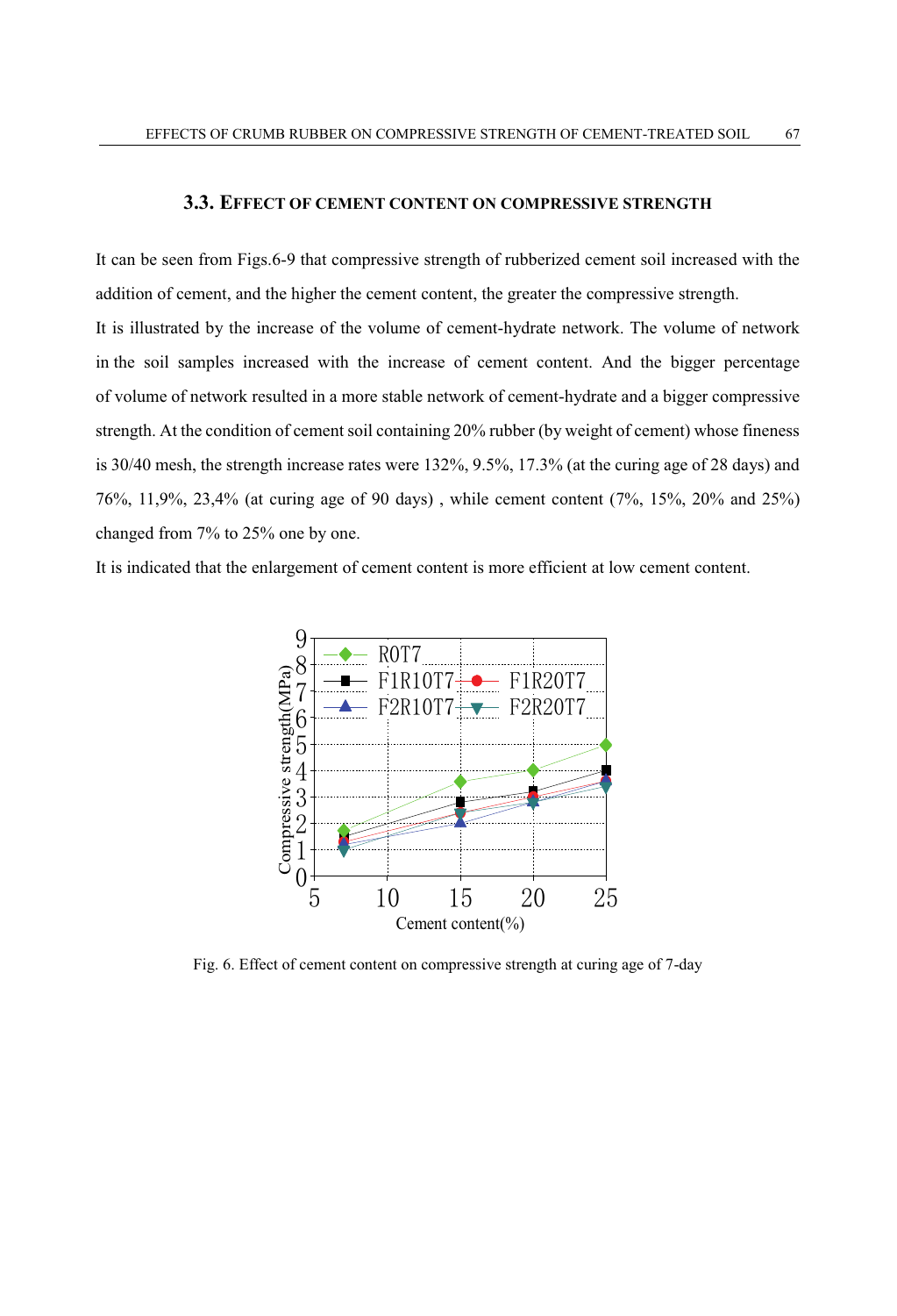### 3.3. Effect of cement content on compressive strength

It can be seen from Figs.6-9 that compressive strength of rubberized cement soil increased with the addition of cement, and the higher the cement content, the greater the compressive strength.

It is illustrated by the increase of the volume of cement-hydrate network. The volume of network in the soil samples increased with the increase of cement content. And the bigger percentage of volume of network resulted in a more stable network of cement-hydrate and a bigger compressive strength. At the condition of cement soil containing 20% rubber (by weight of cement) whose fineness is 30/40 mesh, the strength increase rates were 132%, 9.5%, 17.3% (at the curing age of 28 days) and 76%, 11,9%, 23,4% (at curing age of 90 days) , while cement content (7%, 15%, 20% and 25%) changed from 7% to 25% one by one.

It is indicated that the enlargement of cement content is more efficient at low cement content.

Fig. 6. Effect of cement content on compressive strength at curing age of 7-day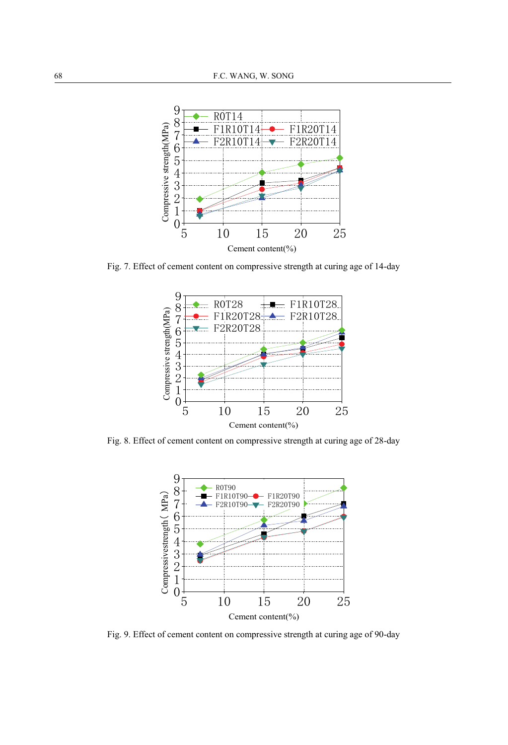Fig. 7. Effect of cement content on compressive strength at curing age of 14-day

Fig. 8. Effect of cement content on compressive strength at curing age of 28-day

Fig. 9. Effect of cement content on compressive strength at curing age of 90-day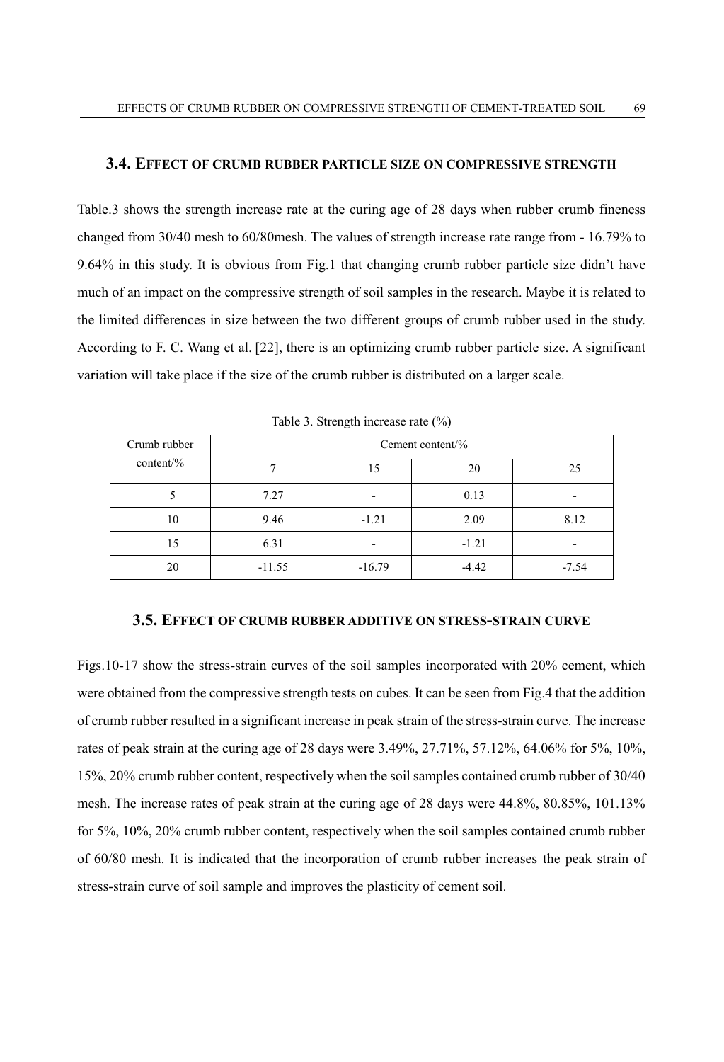### 3.4. Effect of crumb rubber particle size on compressive strength

Table.3 shows the strength increase rate at the curing age of 28 days when rubber crumb fineness changed from 30/40 mesh to 60/80mesh. The values of strength increase rate range from - 16.79% to 9.64% in this study. It is obvious from Fig.1 that changing crumb rubber particle size didn't have much of an impact on the compressive strength of soil samples in the research. Maybe it is related to the limited differences in size between the two different groups of crumb rubber used in the study. According to F. C. Wang et al. [22], there is an optimizing crumb rubber particle size. A significant variation will take place if the size of the crumb rubber is distributed on a larger scale.

Table 3. Strength increase rate (%)

| Crumb rubber content/% | Cement content/% | | | |
|---|---|---|---|---|
| | 7 | 15 | 20 | 25 |
| 5 | 7.27 | - | 0.13 | - |
| 10 | 9.46 | -1.21 | 2.09 | 8.12 |
| 15 | 6.31 | - | -1.21 | - |
| 20 | -11.55 | -16.79 | -4.42 | -7.54 |

### 3.5. Effect of crumb rubber additive on stress-strain curve

Figs.10-17 show the stress-strain curves of the soil samples incorporated with 20% cement, which were obtained from the compressive strength tests on cubes. It can be seen from Fig.4 that the addition of crumb rubber resulted in a significant increase in peak strain of the stress-strain curve. The increase rates of peak strain at the curing age of 28 days were 3.49%, 27.71%, 57.12%, 64.06% for 5%, 10%, 15%, 20% crumb rubber content, respectively when the soil samples contained crumb rubber of 30/40 mesh. The increase rates of peak strain at the curing age of 28 days were 44.8%, 80.85%, 101.13% for 5%, 10%, 20% crumb rubber content, respectively when the soil samples contained crumb rubber of 60/80 mesh. It is indicated that the incorporation of crumb rubber increases the peak strain of stress-strain curve of soil sample and improves the plasticity of cement soil.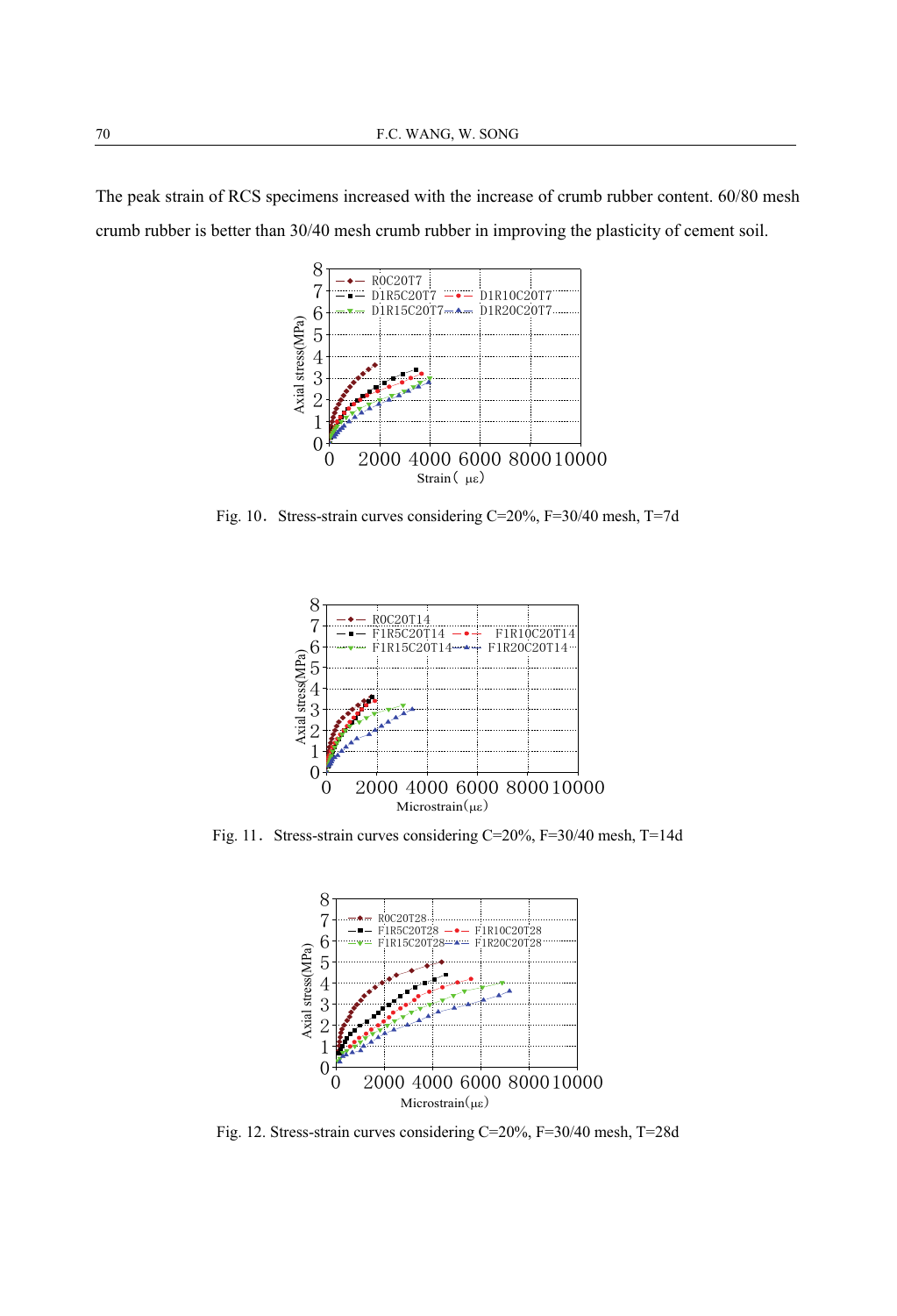The peak strain of RCS specimens increased with the increase of crumb rubber content. 60/80 mesh crumb rubber is better than 30/40 mesh crumb rubber in improving the plasticity of cement soil.

Fig. 10. Stress-strain curves considering C=20%, F=30/40 mesh, T=7d

Fig. 11. Stress-strain curves considering C=20%, F=30/40 mesh, T=14d

Fig. 12. Stress-strain curves considering C=20%, F=30/40 mesh, T=28d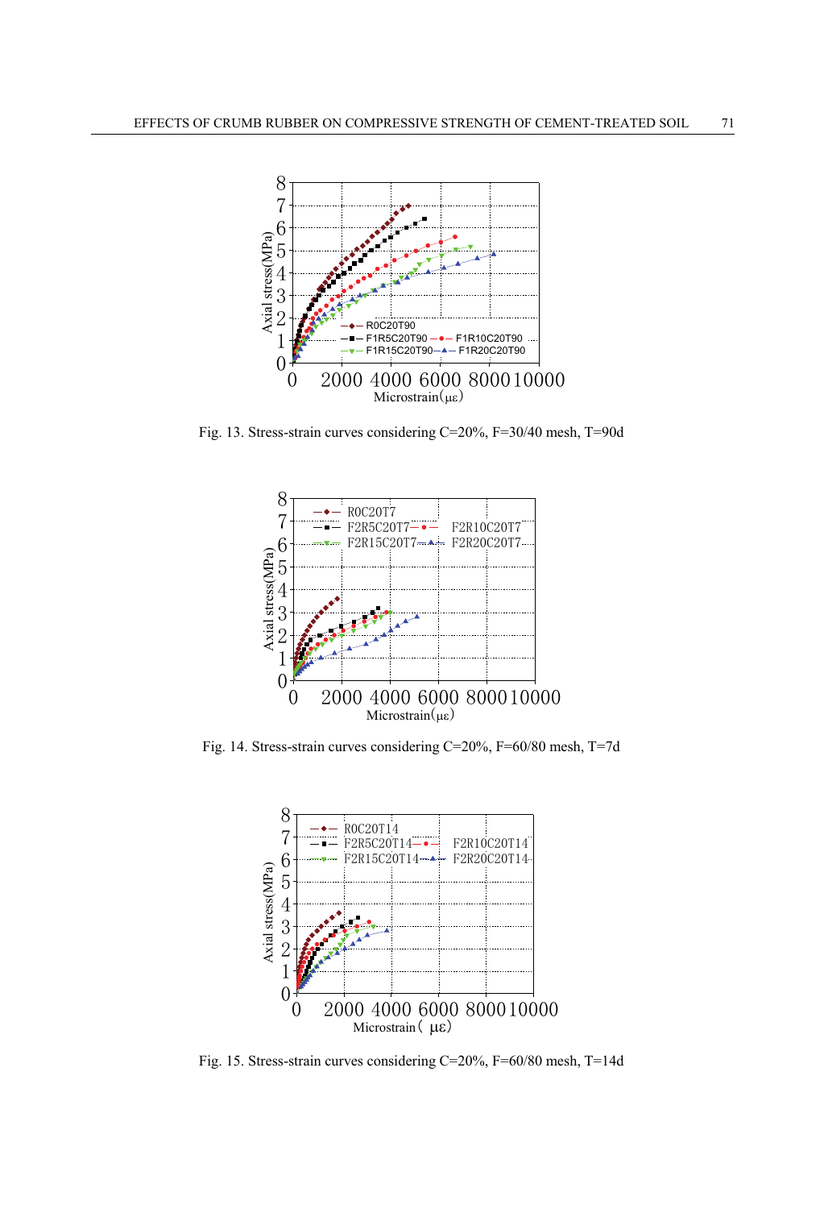Fig. 13. Stress-strain curves considering C=20%, F=30/40 mesh, T=90d

Fig. 14. Stress-strain curves considering C=20%, F=60/80 mesh, T=7d

Fig. 15. Stress-strain curves considering C=20%, F=60/80 mesh, T=14d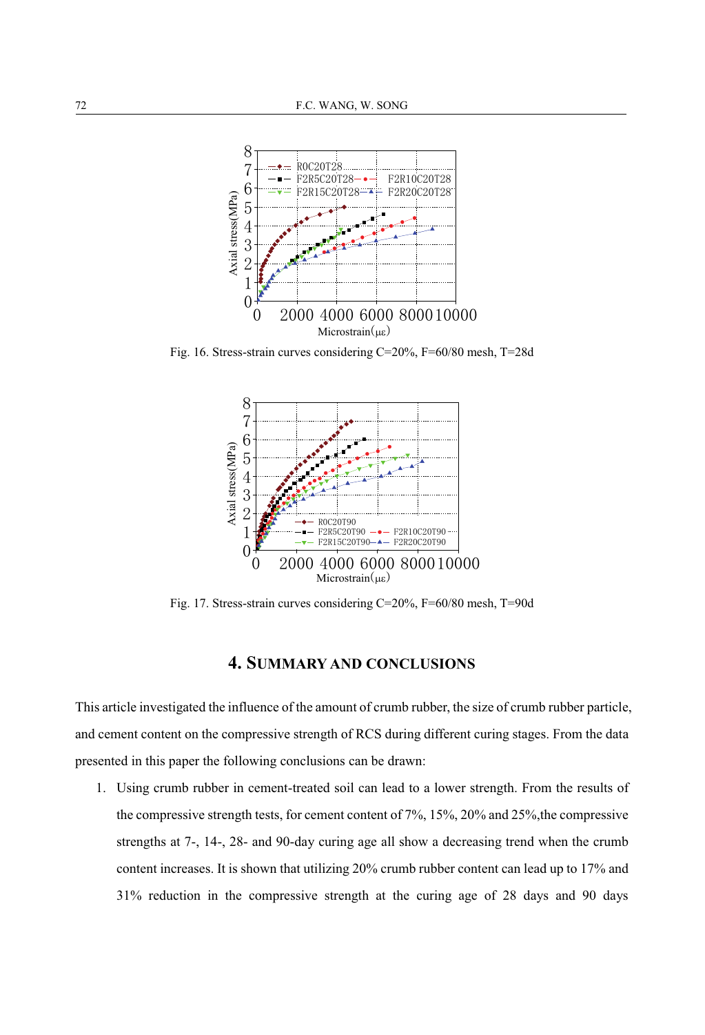Fig. 16. Stress-strain curves considering C=20%, F=60/80 mesh, T=28d

Fig. 17. Stress-strain curves considering C=20%, F=60/80 mesh, T=90d

## 4. Summary and Conclusions

This article investigated the influence of the amount of crumb rubber, the size of crumb rubber particle, and cement content on the compressive strength of RCS during different curing stages. From the data presented in this paper the following conclusions can be drawn:

1. Using crumb rubber in cement-treated soil can lead to a lower strength. From the results of the compressive strength tests, for cement content of 7%, 15%, 20% and 25%,the compressive strengths at 7-, 14-, 28- and 90-day curing age all show a decreasing trend when the crumb content increases. It is shown that utilizing 20% crumb rubber content can lead up to 17% and 31% reduction in the compressive strength at the curing age of 28 days and 90 days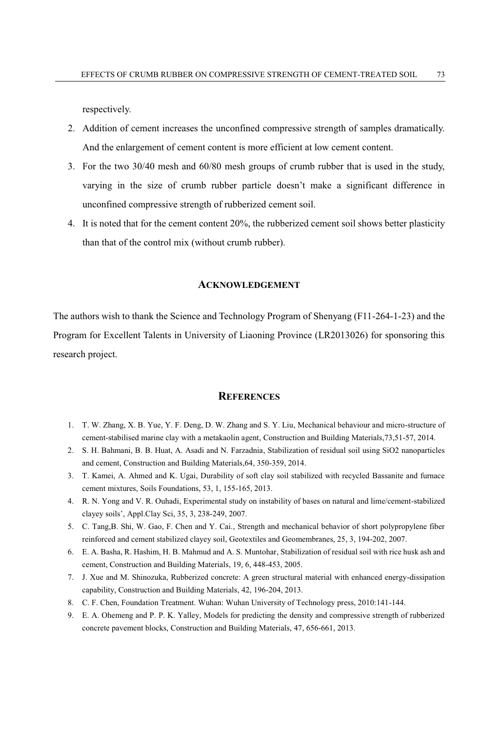respectively.

2. Addition of cement increases the unconfined compressive strength of samples dramatically. And the enlargement of cement content is more efficient at low cement content.
3. For the two 30/40 mesh and 60/80 mesh groups of crumb rubber that is used in the study, varying in the size of crumb rubber particle doesn't make a significant difference in unconfined compressive strength of rubberized cement soil.
4. It is noted that for the cement content 20%, the rubberized cement soil shows better plasticity than that of the control mix (without crumb rubber).

## ACKNOWLEDGEMENT

The authors wish to thank the Science and Technology Program of Shenyang (F11-264-1-23) and the Program for Excellent Talents in University of Liaoning Province (LR2013026) for sponsoring this research project.

## REFERENCES

1. T. W. Zhang, X. B. Yue, Y. F. Deng, D. W. Zhang and S. Y. Liu, Mechanical behaviour and micro-structure of cement-stabilised marine clay with a metakaolin agent, Construction and Building Materials,73,51-57, 2014.
2. S. H. Bahmani, B. B. Huat, A. Asadi and N. Farzadnia, Stabilization of residual soil using SiO2 nanoparticles and cement, Construction and Building Materials,64, 350-359, 2014.
3. T. Kamei, A. Ahmed and K. Ugai, Durability of soft clay soil stabilized with recycled Bassanite and furnace cement mixtures, Soils Foundations, 53, 1, 155-165, 2013.
4. R. N. Yong and V. R. Ouhadi, Experimental study on instability of bases on natural and lime/cement-stabilized clayey soils', Appl.Clay Sci, 35, 3, 238-249, 2007.
5. C. Tang,B. Shi, W. Gao, F. Chen and Y. Cai., Strength and mechanical behavior of short polypropylene fiber reinforced and cement stabilized clayey soil, Geotextiles and Geomembranes, 25, 3, 194-202, 2007.
6. E. A. Basha, R. Hashim, H. B. Mahmud and A. S. Muntohar, Stabilization of residual soil with rice husk ash and cement, Construction and Building Materials, 19, 6, 448-453, 2005.
7. J. Xue and M. Shinozuka, Rubberized concrete: A green structural material with enhanced energy-dissipation capability, Construction and Building Materials, 42, 196-204, 2013.
8. C. F. Chen, Foundation Treatment. Wuhan: Wuhan University of Technology press, 2010:141-144.
9. E. A. Ohemeng and P. P. K. Yalley, Models for predicting the density and compressive strength of rubberized concrete pavement blocks, Construction and Building Materials, 47, 656-661, 2013.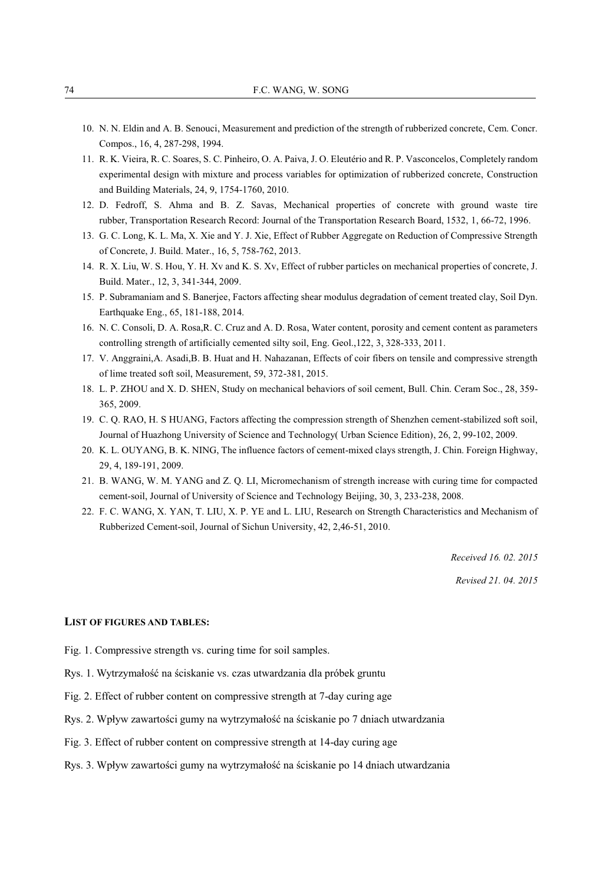10. N. N. Eldin and A. B. Senouci, Measurement and prediction of the strength of rubberized concrete, Cem. Concr. Compos., 16, 4, 287-298, 1994.
11. R. K. Vieira, R. C. Soares, S. C. Pinheiro, O. A. Paiva, J. O. Eleutério and R. P. Vasconcelos, Completely random experimental design with mixture and process variables for optimization of rubberized concrete, Construction and Building Materials, 24, 9, 1754-1760, 2010.
12. D. Fedroff, S. Ahma and B. Z. Savas, Mechanical properties of concrete with ground waste tire rubber, Transportation Research Record: Journal of the Transportation Research Board, 1532, 1, 66-72, 1996.
13. G. C. Long, K. L. Ma, X. Xie and Y. J. Xie, Effect of Rubber Aggregate on Reduction of Compressive Strength of Concrete, J. Build. Mater., 16, 5, 758-762, 2013.
14. R. X. Liu, W. S. Hou, Y. H. Xv and K. S. Xv, Effect of rubber particles on mechanical properties of concrete, J. Build. Mater., 12, 3, 341-344, 2009.
15. P. Subramaniam and S. Banerjee, Factors affecting shear modulus degradation of cement treated clay, Soil Dyn. Earthquake Eng., 65, 181-188, 2014.
16. N. C. Consoli, D. A. Rosa,R. C. Cruz and A. D. Rosa, Water content, porosity and cement content as parameters controlling strength of artificially cemented silty soil, Eng. Geol.,122, 3, 328-333, 2011.
17. V. Anggraini,A. Asadi,B. B. Huat and H. Nahazanan, Effects of coir fibers on tensile and compressive strength of lime treated soft soil, Measurement, 59, 372-381, 2015.
18. L. P. ZHOU and X. D. SHEN, Study on mechanical behaviors of soil cement, Bull. Chin. Ceram Soc., 28, 359-365, 2009.
19. C. Q. RAO, H. S HUANG, Factors affecting the compression strength of Shenzhen cement-stabilized soft soil, Journal of Huazhong University of Science and Technology( Urban Science Edition), 26, 2, 99-102, 2009.
20. K. L. OUYANG, B. K. NING, The influence factors of cement-mixed clays strength, J. Chin. Foreign Highway, 29, 4, 189-191, 2009.
21. B. WANG, W. M. YANG and Z. Q. LI, Micromechanism of strength increase with curing time for compacted cement-soil, Journal of University of Science and Technology Beijing, 30, 3, 233-238, 2008.
22. F. C. WANG, X. YAN, T. LIU, X. P. YE and L. LIU, Research on Strength Characteristics and Mechanism of Rubberized Cement-soil, Journal of Sichun University, 42, 2,46-51, 2010.

*Received 16. 02. 2015*

*Revised 21. 04. 2015*

## LIST OF FIGURES AND TABLES:

Fig. 1. Compressive strength vs. curing time for soil samples.

Rys. 1. Wytrzymałość na ściskanie vs. czas utwardzania dla próbek gruntu

Fig. 2. Effect of rubber content on compressive strength at 7-day curing age

Rys. 2. Wpływ zawartości gumy na wytrzymałość na ściskanie po 7 dniach utwardzania

Fig. 3. Effect of rubber content on compressive strength at 14-day curing age

Rys. 3. Wpływ zawartości gumy na wytrzymałość na ściskanie po 14 dniach utwardzania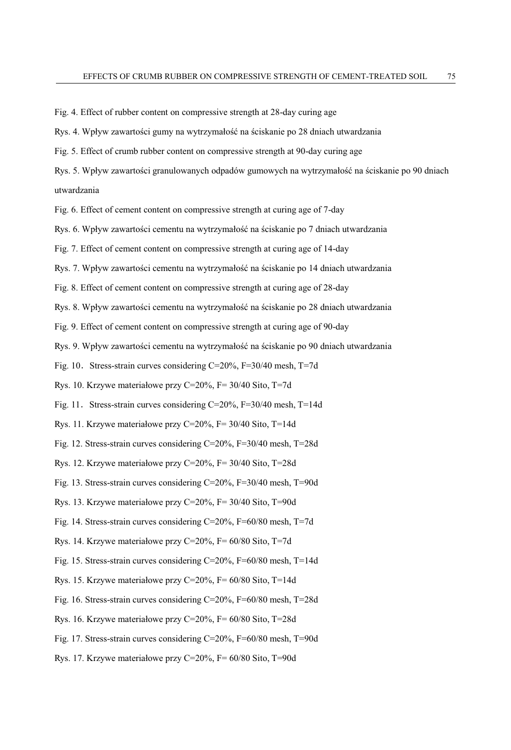Fig. 4. Effect of rubber content on compressive strength at 28-day curing age

Rys. 4. Wpływ zawartości gumy na wytrzymałość na ściskanie po 28 dniach utwardzania

Fig. 5. Effect of crumb rubber content on compressive strength at 90-day curing age

Rys. 5. Wpływ zawartości granulowanych odpadów gumowych na wytrzymałość na ściskanie po 90 dniach utwardzania

Fig. 6. Effect of cement content on compressive strength at curing age of 7-day

Rys. 6. Wpływ zawartości cementu na wytrzymałość na ściskanie po 7 dniach utwardzania

Fig. 7. Effect of cement content on compressive strength at curing age of 14-day

Rys. 7. Wpływ zawartości cementu na wytrzymałość na ściskanie po 14 dniach utwardzania

Fig. 8. Effect of cement content on compressive strength at curing age of 28-day

Rys. 8. Wpływ zawartości cementu na wytrzymałość na ściskanie po 28 dniach utwardzania

Fig. 9. Effect of cement content on compressive strength at curing age of 90-day

Rys. 9. Wpływ zawartości cementu na wytrzymałość na ściskanie po 90 dniach utwardzania

Fig. 10. Stress-strain curves considering C=20%, F=30/40 mesh, T=7d

Rys. 10. Krzywe materiałowe przy C=20%, F= 30/40 Sito, T=7d

Fig. 11. Stress-strain curves considering C=20%, F=30/40 mesh, T=14d

Rys. 11. Krzywe materiałowe przy C=20%, F= 30/40 Sito, T=14d

Fig. 12. Stress-strain curves considering C=20%, F=30/40 mesh, T=28d

Rys. 12. Krzywe materiałowe przy C=20%, F= 30/40 Sito, T=28d

Fig. 13. Stress-strain curves considering C=20%, F=30/40 mesh, T=90d

Rys. 13. Krzywe materiałowe przy C=20%, F= 30/40 Sito, T=90d

Fig. 14. Stress-strain curves considering C=20%, F=60/80 mesh, T=7d

Rys. 14. Krzywe materiałowe przy C=20%, F= 60/80 Sito, T=7d

Fig. 15. Stress-strain curves considering C=20%, F=60/80 mesh, T=14d

Rys. 15. Krzywe materiałowe przy C=20%, F= 60/80 Sito, T=14d

Fig. 16. Stress-strain curves considering C=20%, F=60/80 mesh, T=28d

Rys. 16. Krzywe materiałowe przy C=20%, F= 60/80 Sito, T=28d

Fig. 17. Stress-strain curves considering C=20%, F=60/80 mesh, T=90d

Rys. 17. Krzywe materiałowe przy C=20%, F= 60/80 Sito, T=90d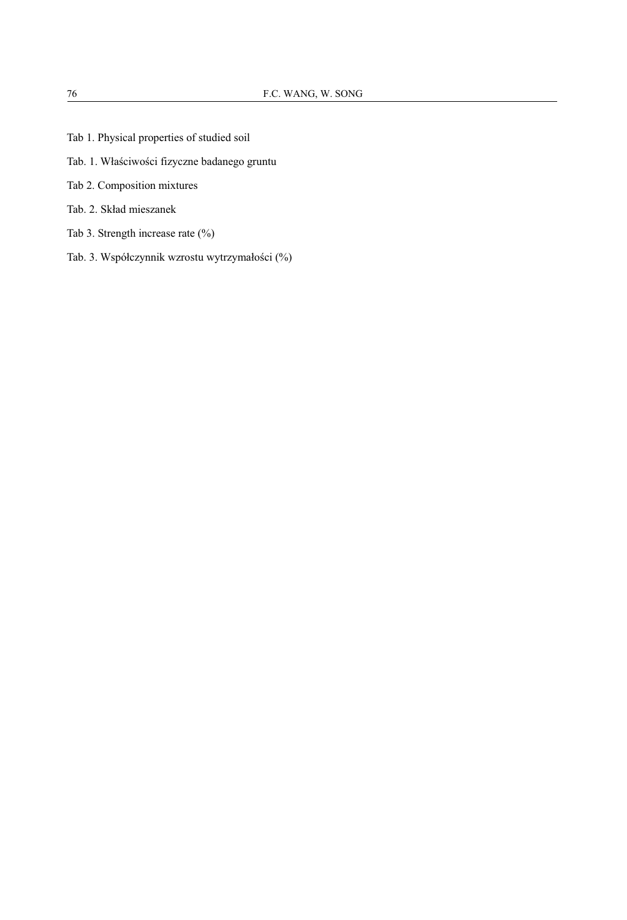Tab 1. Physical properties of studied soil

Tab. 1. Właściwości fizyczne badanego gruntu

Tab 2. Composition mixtures

Tab. 2. Skład mieszanek

Tab 3. Strength increase rate (%)

Tab. 3. Współczynnik wzrostu wytrzymałości (%)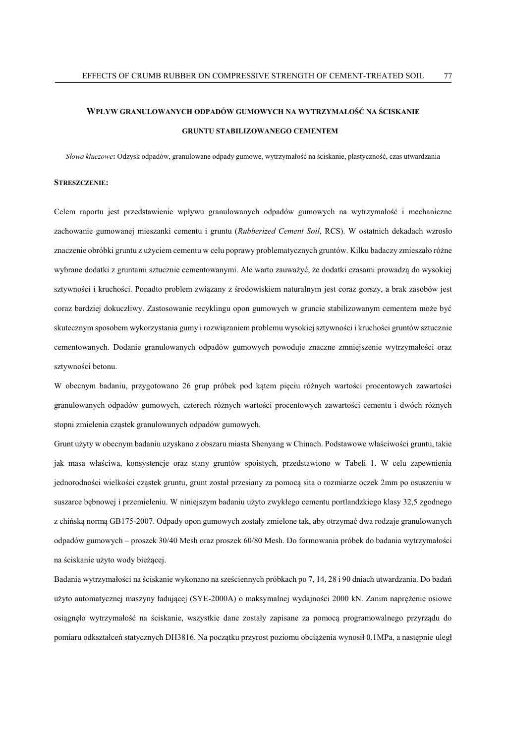## WPŁYW GRANULOWANYCH ODPADÓW GUMOWYCH NA WYTRZYMAŁOŚĆ NA ŚCISKANIE GRUNTU STABILIZOWANEGO CEMENTEM

*Słowa kluczowe*: Odzysk odpadów, granulowane odpady gumowe, wytrzymałość na ściskanie, plastyczność, czas utwardzania

**STRESZCZENIE:**

Celem raportu jest przedstawienie wpływu granulowanych odpadów gumowych na wytrzymałość i mechaniczne zachowanie gumowanej mieszanki cementu i gruntu (*Rubberized Cement Soil*, RCS). W ostatnich dekadach wzrosło znaczenie obróbki gruntu z użyciem cementu w celu poprawy problematycznych gruntów. Kilku badaczy zmieszało różne wybrane dodatki z gruntami sztucznie cementowanymi. Ale warto zauważyć, że dodatki czasami prowadzą do wysokiej sztywności i kruchości. Ponadto problem związany ze środowiskiem naturalnym jest coraz gorszy, a brak zasobów jest coraz bardziej dokuczliwy. Zastosowanie recyklingu opon gumowych w gruncie stabilizowanym cementem może być skutecznym sposobem wykorzystania gumy i rozwiązaniem problemu wysokiej sztywności i kruchości gruntów sztucznie cementowanych. Dodanie granulowanych odpadów gumowych powoduje znaczne zmniejszenie wytrzymałości oraz sztywności betonu.

W obecnym badaniu, przygotowano 26 grup próbek pod kątem pięciu różnych wartości procentowych zawartości granulowanych odpadów gumowych, czterech różnych wartości procentowych zawartości cementu i dwóch różnych stopni zmielenia cząstek granulowanych odpadów gumowych.

Grunt użyty w obecnym badaniu uzyskano z obszaru miasta Shenyang w Chinach. Podstawowe właściwości gruntu, takie jak masa właściwa, konsystencje oraz stany gruntów spoistych, przedstawiono w Tabeli 1. W celu zapewnienia jednorodności wielkości cząstek gruntu, grunt został przesiany za pomocą sita o rozmiarze oczek 2mm po osuszeniu w suszarce bębnowej i przemieleniu. W niniejszym badaniu użyto zwykłego cementu portlandzkiego klasy 32,5 zgodnego z chińską normą GB175-2007. Odpady opon gumowych zostały zmielone tak, aby otrzymać dwa rodzaje granulowanych odpadów gumowych – proszek 30/40 Mesh oraz proszek 60/80 Mesh. Do formowania próbek do badania wytrzymałości na ściskanie użyto wody bieżącej.

Badania wytrzymałości na ściskanie wykonano na sześciennych próbkach po 7, 14, 28 i 90 dniach utwardzania. Do badań użyto automatycznej maszyny ładującej (SYE-2000A) o maksymalnej wydajności 2000 kN. Zanim naprężenie osiowe osiągnęło wytrzymałość na ściskanie, wszystkie dane zostały zapisane za pomocą programowalnego przyrządu do pomiaru odkształceń statycznych DH3816. Na początku przyrost poziomu obciążenia wynosił 0.1MPa, a następnie uległ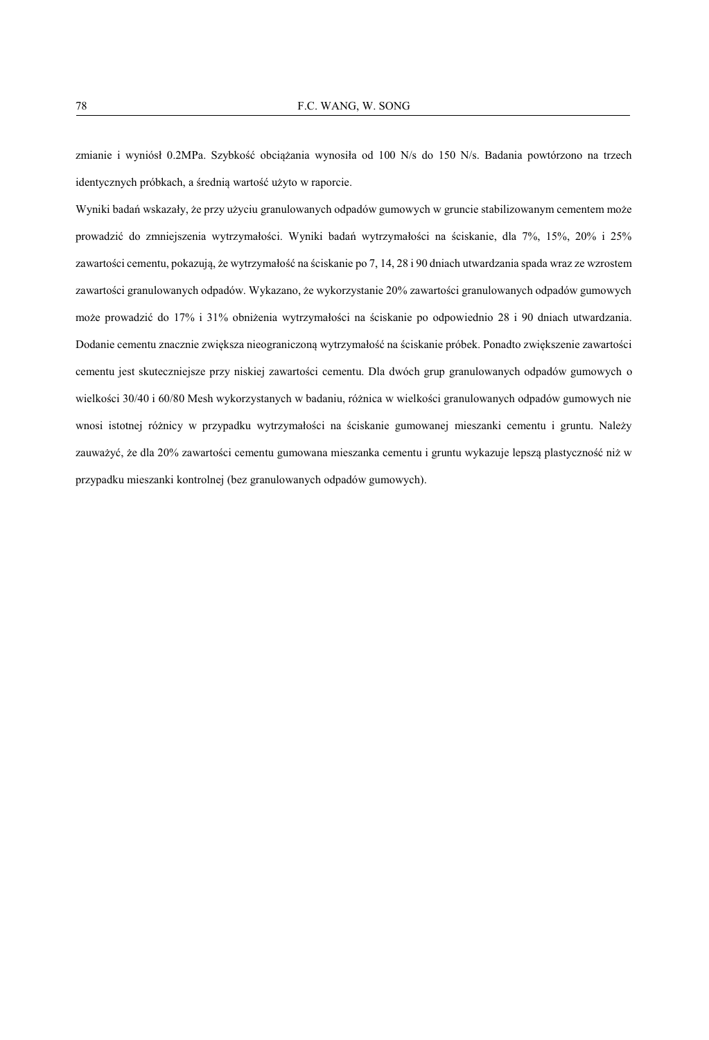zmianie i wyniósł 0.2MPa. Szybkość obciążania wynosiła od 100 N/s do 150 N/s. Badania powtórzono na trzech identycznych próbkach, a średnią wartość użyto w raporcie.

Wyniki badań wskazały, że przy użyciu granulowanych odpadów gumowych w gruncie stabilizowanym cementem może prowadzić do zmniejszenia wytrzymałości. Wyniki badań wytrzymałości na ściskanie, dla 7%, 15%, 20% i 25% zawartości cementu, pokazują, że wytrzymałość na ściskanie po 7, 14, 28 i 90 dniach utwardzania spada wraz ze wzrostem zawartości granulowanych odpadów. Wykazano, że wykorzystanie 20% zawartości granulowanych odpadów gumowych może prowadzić do 17% i 31% obniżenia wytrzymałości na ściskanie po odpowiednio 28 i 90 dniach utwardzania. Dodanie cementu znacznie zwiększa nieograniczoną wytrzymałość na ściskanie próbek. Ponadto zwiększenie zawartości cementu jest skuteczniejsze przy niskiej zawartości cementu. Dla dwóch grup granulowanych odpadów gumowych o wielkości 30/40 i 60/80 Mesh wykorzystanych w badaniu, różnica w wielkości granulowanych odpadów gumowych nie wnosi istotnej różnicy w przypadku wytrzymałości na ściskanie gumowanej mieszanki cementu i gruntu. Należy zauważyć, że dla 20% zawartości cementu gumowana mieszanka cementu i gruntu wykazuje lepszą plastyczność niż w przypadku mieszanki kontrolnej (bez granulowanych odpadów gumowych).